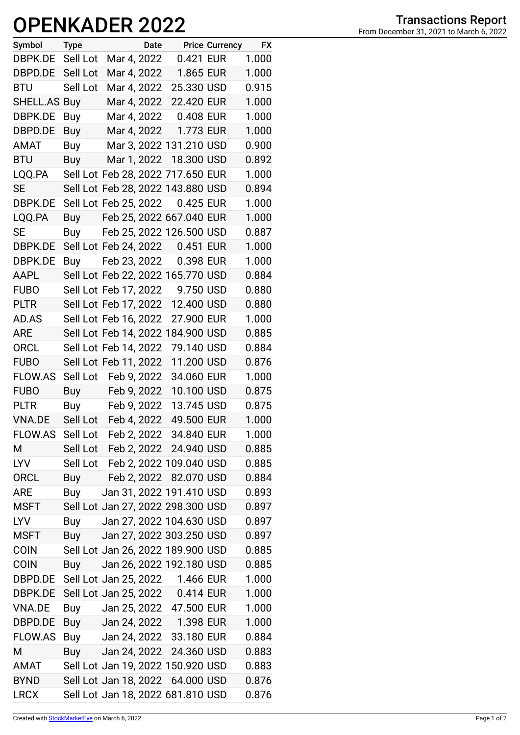# OPENKADER 2022

**Transactions Report**
From December 31, 2021 to March 6, 2022

| Symbol | Type | Date | Price | Currency | FX |
|---|---|---|---|---|---|
| DBPK.DE | Sell Lot | Mar 4, 2022 | 0.421 | EUR | 1.000 |
| DBPD.DE | Sell Lot | Mar 4, 2022 | 1.865 | EUR | 1.000 |
| BTU | Sell Lot | Mar 4, 2022 | 25.330 | USD | 0.915 |
| SHELL.AS | Buy | Mar 4, 2022 | 22.420 | EUR | 1.000 |
| DBPK.DE | Buy | Mar 4, 2022 | 0.408 | EUR | 1.000 |
| DBPD.DE | Buy | Mar 4, 2022 | 1.773 | EUR | 1.000 |
| AMAT | Buy | Mar 3, 2022 | 131.210 | USD | 0.900 |
| BTU | Buy | Mar 1, 2022 | 18.300 | USD | 0.892 |
| LQQ.PA | Sell Lot | Feb 28, 2022 | 717.650 | EUR | 1.000 |
| SE | Sell Lot | Feb 28, 2022 | 143.880 | USD | 0.894 |
| DBPK.DE | Sell Lot | Feb 25, 2022 | 0.425 | EUR | 1.000 |
| LQQ.PA | Buy | Feb 25, 2022 | 667.040 | EUR | 1.000 |
| SE | Buy | Feb 25, 2022 | 126.500 | USD | 0.887 |
| DBPK.DE | Sell Lot | Feb 24, 2022 | 0.451 | EUR | 1.000 |
| DBPK.DE | Buy | Feb 23, 2022 | 0.398 | EUR | 1.000 |
| AAPL | Sell Lot | Feb 22, 2022 | 165.770 | USD | 0.884 |
| FUBO | Sell Lot | Feb 17, 2022 | 9.750 | USD | 0.880 |
| PLTR | Sell Lot | Feb 17, 2022 | 12.400 | USD | 0.880 |
| AD.AS | Sell Lot | Feb 16, 2022 | 27.900 | EUR | 1.000 |
| ARE | Sell Lot | Feb 14, 2022 | 184.900 | USD | 0.885 |
| ORCL | Sell Lot | Feb 14, 2022 | 79.140 | USD | 0.884 |
| FUBO | Sell Lot | Feb 11, 2022 | 11.200 | USD | 0.876 |
| FLOW.AS | Sell Lot | Feb 9, 2022 | 34.060 | EUR | 1.000 |
| FUBO | Buy | Feb 9, 2022 | 10.100 | USD | 0.875 |
| PLTR | Buy | Feb 9, 2022 | 13.745 | USD | 0.875 |
| VNA.DE | Sell Lot | Feb 4, 2022 | 49.500 | EUR | 1.000 |
| FLOW.AS | Sell Lot | Feb 2, 2022 | 34.840 | EUR | 1.000 |
| M | Sell Lot | Feb 2, 2022 | 24.940 | USD | 0.885 |
| LYV | Sell Lot | Feb 2, 2022 | 109.040 | USD | 0.885 |
| ORCL | Buy | Feb 2, 2022 | 82.070 | USD | 0.884 |
| ARE | Buy | Jan 31, 2022 | 191.410 | USD | 0.893 |
| MSFT | Sell Lot | Jan 27, 2022 | 298.300 | USD | 0.897 |
| LYV | Buy | Jan 27, 2022 | 104.630 | USD | 0.897 |
| MSFT | Buy | Jan 27, 2022 | 303.250 | USD | 0.897 |
| COIN | Sell Lot | Jan 26, 2022 | 189.900 | USD | 0.885 |
| COIN | Buy | Jan 26, 2022 | 192.180 | USD | 0.885 |
| DBPD.DE | Sell Lot | Jan 25, 2022 | 1.466 | EUR | 1.000 |
| DBPK.DE | Sell Lot | Jan 25, 2022 | 0.414 | EUR | 1.000 |
| VNA.DE | Buy | Jan 25, 2022 | 47.500 | EUR | 1.000 |
| DBPD.DE | Buy | Jan 24, 2022 | 1.398 | EUR | 1.000 |
| FLOW.AS | Buy | Jan 24, 2022 | 33.180 | EUR | 0.884 |
| M | Buy | Jan 24, 2022 | 24.360 | USD | 0.883 |
| AMAT | Sell Lot | Jan 19, 2022 | 150.920 | USD | 0.883 |
| BYND | Sell Lot | Jan 18, 2022 | 64.000 | USD | 0.876 |
| LRCX | Sell Lot | Jan 18, 2022 | 681.810 | USD | 0.876 |

Created with StockMarketEye on March 6, 2022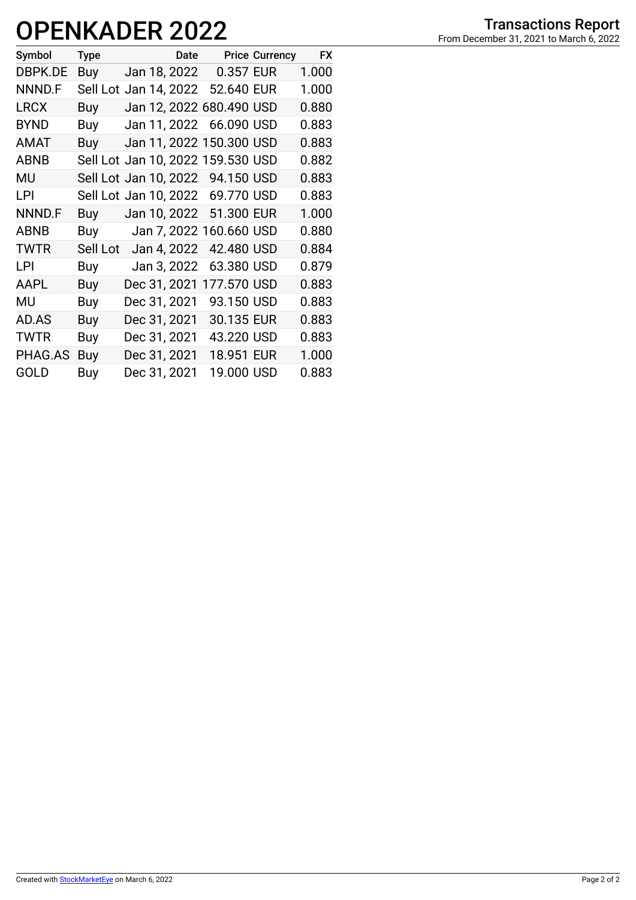# OPENKADER 2022

## Transactions Report

From December 31, 2021 to March 6, 2022

| Symbol | Type | Date | Price | Currency | FX |
|---|---|---|---|---|---|
| DBPK.DE | Buy | Jan 18, 2022 | 0.357 | EUR | 1.000 |
| NNND.F | Sell Lot | Jan 14, 2022 | 52.640 | EUR | 1.000 |
| LRCX | Buy | Jan 12, 2022 | 680.490 | USD | 0.880 |
| BYND | Buy | Jan 11, 2022 | 66.090 | USD | 0.883 |
| AMAT | Buy | Jan 11, 2022 | 150.300 | USD | 0.883 |
| ABNB | Sell Lot | Jan 10, 2022 | 159.530 | USD | 0.882 |
| MU | Sell Lot | Jan 10, 2022 | 94.150 | USD | 0.883 |
| LPI | Sell Lot | Jan 10, 2022 | 69.770 | USD | 0.883 |
| NNND.F | Buy | Jan 10, 2022 | 51.300 | EUR | 1.000 |
| ABNB | Buy | Jan 7, 2022 | 160.660 | USD | 0.880 |
| TWTR | Sell Lot | Jan 4, 2022 | 42.480 | USD | 0.884 |
| LPI | Buy | Jan 3, 2022 | 63.380 | USD | 0.879 |
| AAPL | Buy | Dec 31, 2021 | 177.570 | USD | 0.883 |
| MU | Buy | Dec 31, 2021 | 93.150 | USD | 0.883 |
| AD.AS | Buy | Dec 31, 2021 | 30.135 | EUR | 0.883 |
| TWTR | Buy | Dec 31, 2021 | 43.220 | USD | 0.883 |
| PHAG.AS | Buy | Dec 31, 2021 | 18.951 | EUR | 1.000 |
| GOLD | Buy | Dec 31, 2021 | 19.000 | USD | 0.883 |

Created with StockMarketEye on March 6, 2022